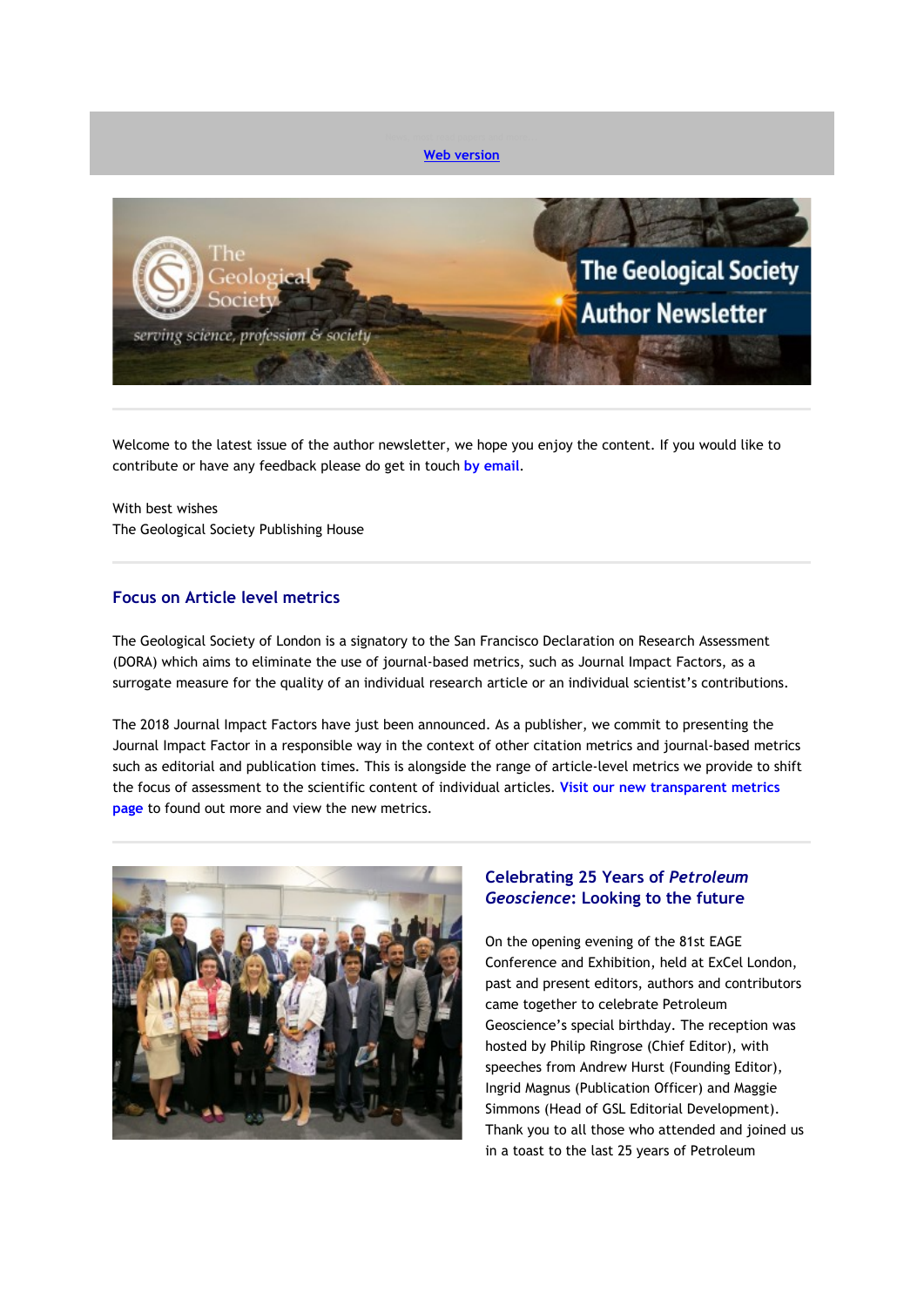Web version

The Geological Society Author Newsletter

Welcome to the latest issue of the author newsletter, we hope you enjoy the content. If you would like to contribute or have any feedback please do get in touch by email.

With best wishes
The Geological Society Publishing House

## Focus on Article level metrics

The Geological Society of London is a signatory to the San Francisco Declaration on Research Assessment (DORA) which aims to eliminate the use of journal-based metrics, such as Journal Impact Factors, as a surrogate measure for the quality of an individual research article or an individual scientist's contributions.

The 2018 Journal Impact Factors have just been announced. As a publisher, we commit to presenting the Journal Impact Factor in a responsible way in the context of other citation metrics and journal-based metrics such as editorial and publication times. This is alongside the range of article-level metrics we provide to shift the focus of assessment to the scientific content of individual articles. **Visit our new transparent metrics page** to found out more and view the new metrics.

## Celebrating 25 Years of *Petroleum Geoscience*: Looking to the future

On the opening evening of the 81st EAGE Conference and Exhibition, held at ExCel London, past and present editors, authors and contributors came together to celebrate Petroleum Geoscience's special birthday. The reception was hosted by Philip Ringrose (Chief Editor), with speeches from Andrew Hurst (Founding Editor), Ingrid Magnus (Publication Officer) and Maggie Simmons (Head of GSL Editorial Development). Thank you to all those who attended and joined us in a toast to the last 25 years of Petroleum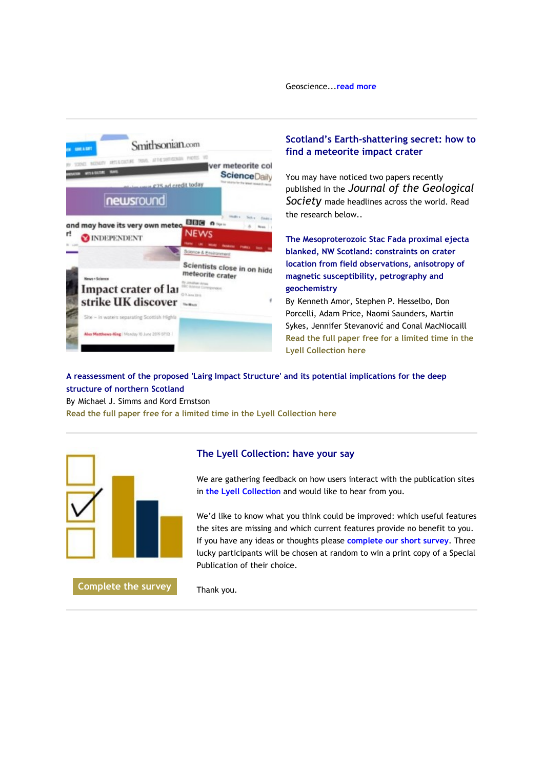Geoscience...read more

## Scotland's Earth-shattering secret: how to find a meteorite impact crater

You may have noticed two papers recently published in the *Journal of the Geological Society* made headlines across the world. Read the research below..

**The Mesoproterozoic Stac Fada proximal ejecta blanked, NW Scotland: constraints on crater location from field observations, anisotropy of magnetic susceptibility, petrography and geochemistry**

By Kenneth Amor, Stephen P. Hesselbo, Don Porcelli, Adam Price, Naomi Saunders, Martin Sykes, Jennifer Stevanović and Conal MacNiocaill

Read the full paper free for a limited time in the Lyell Collection here

**A reassessment of the proposed 'Lairg Impact Structure' and its potential implications for the deep structure of northern Scotland**

By Michael J. Simms and Kord Ernstson

Read the full paper free for a limited time in the Lyell Collection here

## The Lyell Collection: have your say

We are gathering feedback on how users interact with the publication sites in the Lyell Collection and would like to hear from you.

We'd like to know what you think could be improved: which useful features the sites are missing and which current features provide no benefit to you. If you have any ideas or thoughts please complete our short survey. Three lucky participants will be chosen at random to win a print copy of a Special Publication of their choice.

Complete the survey

Thank you.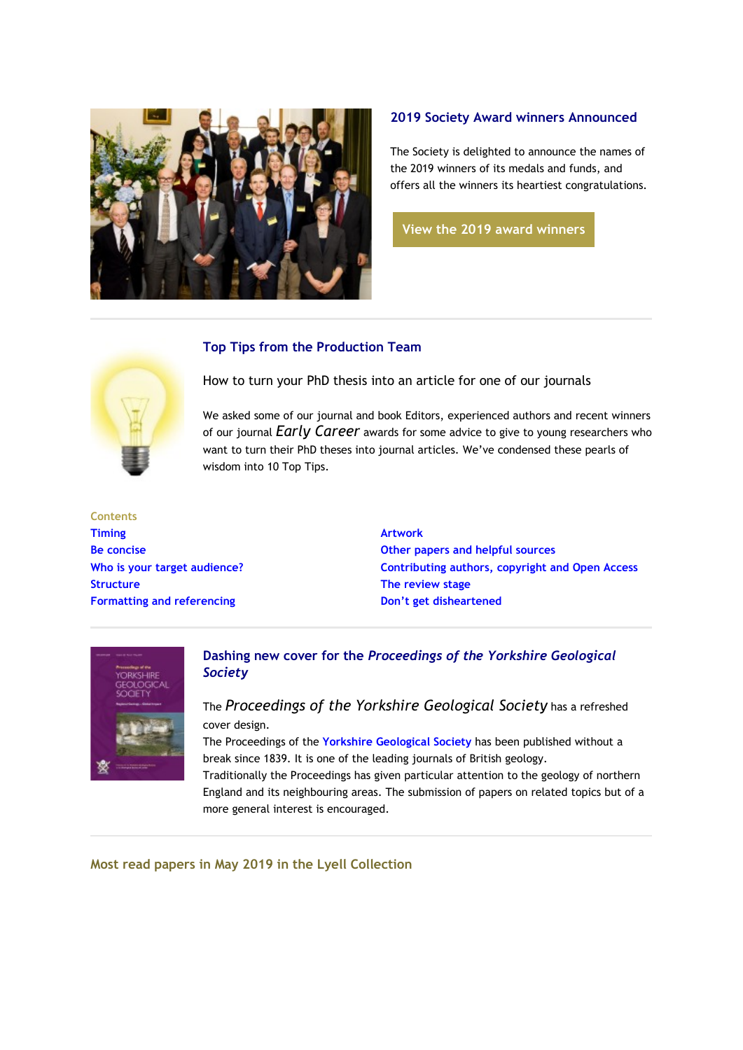## 2019 Society Award winners Announced

The Society is delighted to announce the names of the 2019 winners of its medals and funds, and offers all the winners its heartiest congratulations.

View the 2019 award winners

## Top Tips from the Production Team

How to turn your PhD thesis into an article for one of our journals

We asked some of our journal and book Editors, experienced authors and recent winners of our journal *Early Career* awards for some advice to give to young researchers who want to turn their PhD theses into journal articles. We've condensed these pearls of wisdom into 10 Top Tips.

**Contents**

- Timing
- Be concise
- Who is your target audience?
- Structure
- Formatting and referencing
- Artwork
- Other papers and helpful sources
- Contributing authors, copyright and Open Access
- The review stage
- Don't get disheartened

## Dashing new cover for the *Proceedings of the Yorkshire Geological Society*

The *Proceedings of the Yorkshire Geological Society* has a refreshed cover design.

The Proceedings of the Yorkshire Geological Society has been published without a break since 1839. It is one of the leading journals of British geology.

Traditionally the Proceedings has given particular attention to the geology of northern England and its neighbouring areas. The submission of papers on related topics but of a more general interest is encouraged.

## Most read papers in May 2019 in the Lyell Collection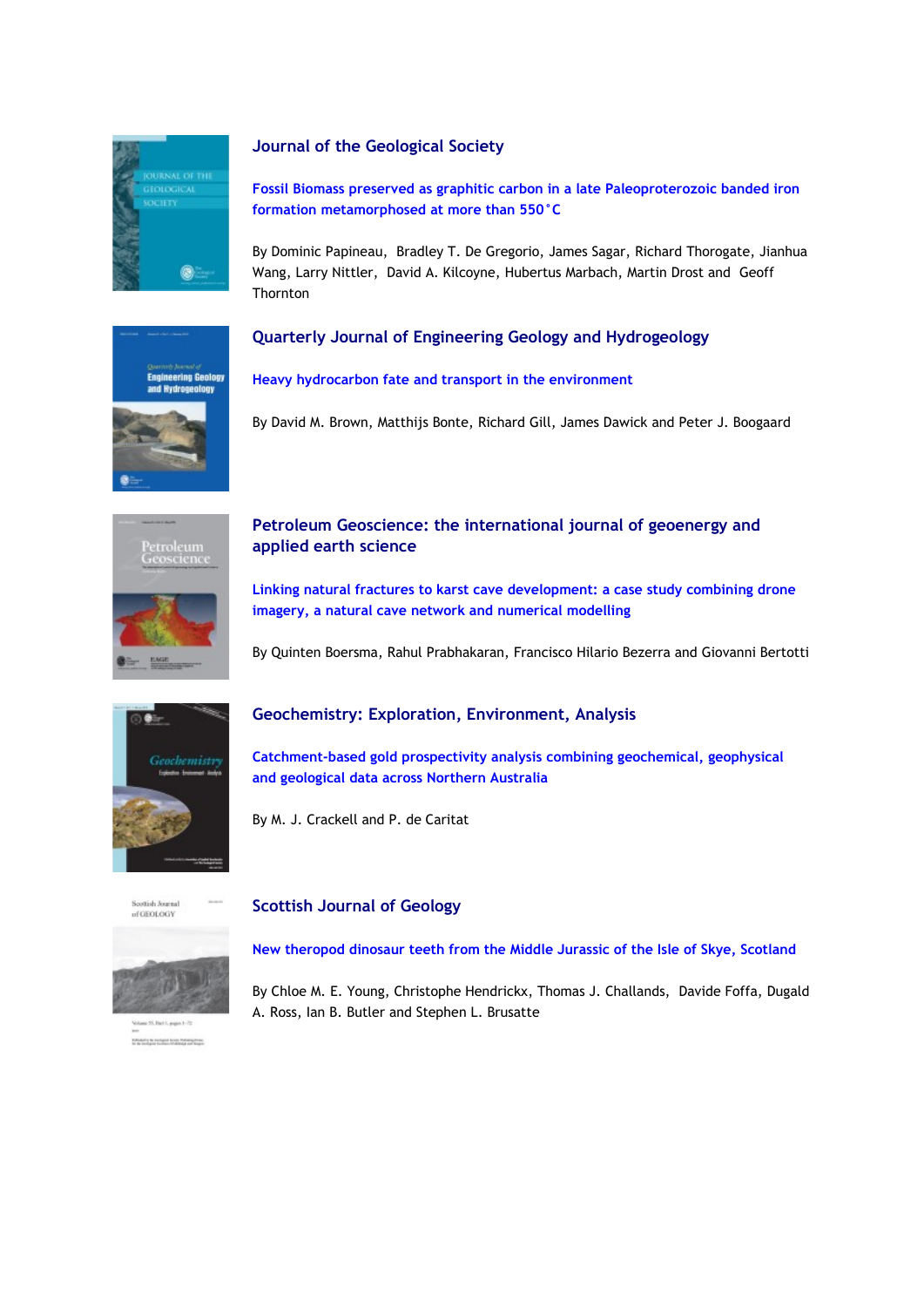## Journal of the Geological Society

**Fossil Biomass preserved as graphitic carbon in a late Paleoproterozoic banded iron formation metamorphosed at more than 550°C**

By Dominic Papineau, Bradley T. De Gregorio, James Sagar, Richard Thorogate, Jianhua Wang, Larry Nittler, David A. Kilcoyne, Hubertus Marbach, Martin Drost and Geoff Thornton

## Quarterly Journal of Engineering Geology and Hydrogeology

**Heavy hydrocarbon fate and transport in the environment**

By David M. Brown, Matthijs Bonte, Richard Gill, James Dawick and Peter J. Boogaard

## Petroleum Geoscience: the international journal of geoenergy and applied earth science

**Linking natural fractures to karst cave development: a case study combining drone imagery, a natural cave network and numerical modelling**

By Quinten Boersma, Rahul Prabhakaran, Francisco Hilario Bezerra and Giovanni Bertotti

## Geochemistry: Exploration, Environment, Analysis

**Catchment-based gold prospectivity analysis combining geochemical, geophysical and geological data across Northern Australia**

By M. J. Crackell and P. de Caritat

## Scottish Journal of Geology

**New theropod dinosaur teeth from the Middle Jurassic of the Isle of Skye, Scotland**

By Chloe M. E. Young, Christophe Hendrickx, Thomas J. Challands, Davide Foffa, Dugald A. Ross, Ian B. Butler and Stephen L. Brusatte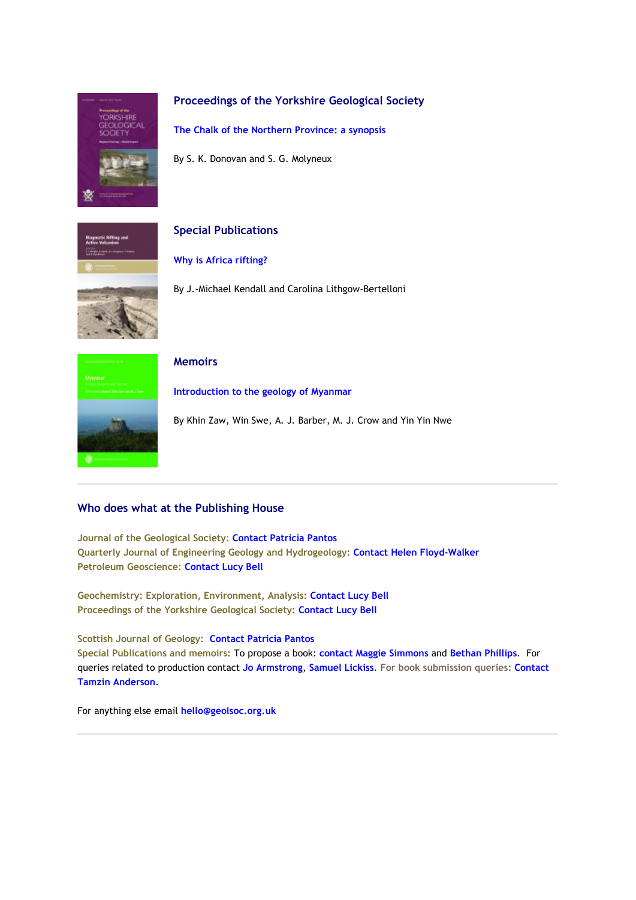### Proceedings of the Yorkshire Geological Society

**The Chalk of the Northern Province: a synopsis**

By S. K. Donovan and S. G. Molyneux

### Special Publications

**Why is Africa rifting?**

By J.-Michael Kendall and Carolina Lithgow-Bertelloni

### Memoirs

**Introduction to the geology of Myanmar**

By Khin Zaw, Win Swe, A. J. Barber, M. J. Crow and Yin Yin Nwe

---

## Who does what at the Publishing House

Journal of the Geological Society: Contact Patricia Pantos
Quarterly Journal of Engineering Geology and Hydrogeology: Contact Helen Floyd-Walker
Petroleum Geoscience: Contact Lucy Bell

Geochemistry: Exploration, Environment, Analysis: Contact Lucy Bell
Proceedings of the Yorkshire Geological Society: Contact Lucy Bell

Scottish Journal of Geology: Contact Patricia Pantos
Special Publications and memoirs: To propose a book: contact Maggie Simmons and Bethan Phillips. For queries related to production contact Jo Armstrong, Samuel Lickiss. For book submission queries: Contact Tamzin Anderson.

For anything else email hello@geolsoc.org.uk

---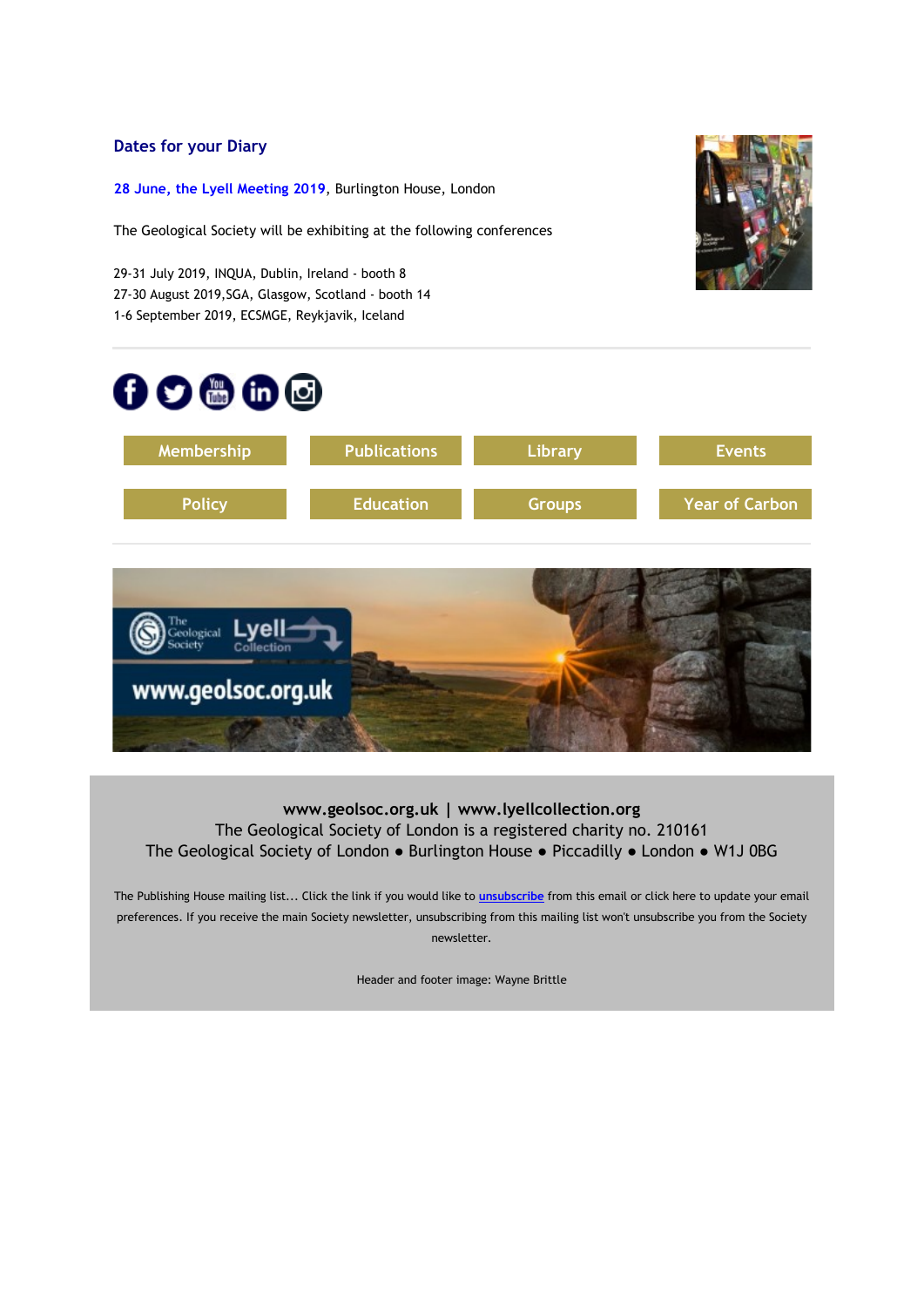## Dates for your Diary

**28 June, the Lyell Meeting 2019**, Burlington House, London

The Geological Society will be exhibiting at the following conferences

29-31 July 2019, INQUA, Dublin, Ireland - booth 8
27-30 August 2019,SGA, Glasgow, Scotland - booth 14
1-6 September 2019, ECSMGE, Reykjavik, Iceland

Membership | Publications | Library | Events

Policy | Education | Groups | Year of Carbon

**www.geolsoc.org.uk | www.lyellcollection.org**
The Geological Society of London is a registered charity no. 210161
The Geological Society of London • Burlington House • Piccadilly • London • W1J 0BG

The Publishing House mailing list... Click the link if you would like to unsubscribe from this email or click here to update your email preferences. If you receive the main Society newsletter, unsubscribing from this mailing list won't unsubscribe you from the Society newsletter.

Header and footer image: Wayne Brittle